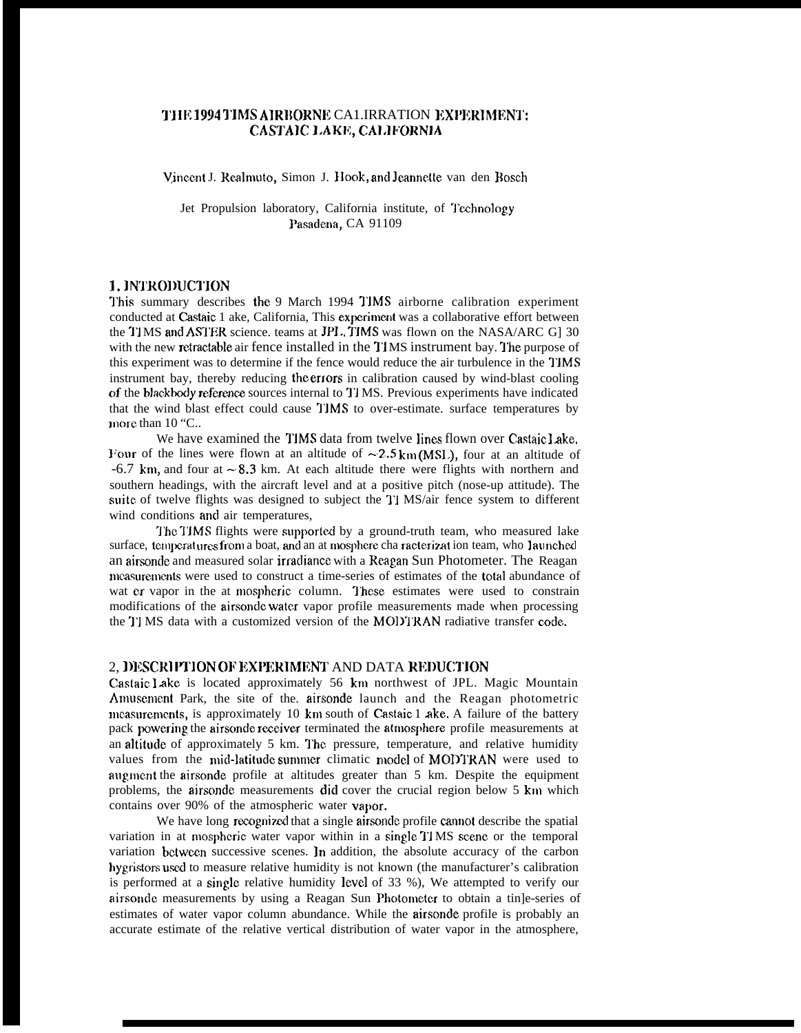# THE 1994 TIMS AIRBORNE CALIBRATION EXPERIMENT: CASTAIC LAKE, CALIFORNIA

Vincent J. Realmuto, Simon J. Hook, and Jeannette van den Bosch

Jet Propulsion laboratory, California institute, of Technology
Pasadena, CA 91109

## 1. INTRODUCTION

This summary describes the 9 March 1994 TIMS airborne calibration experiment conducted at Castaic Lake, California, This experiment was a collaborative effort between the TIMS and ASTER science. teams at JPL. TIMS was flown on the NASA/ARC C130 with the new retractable air fence installed in the TIMS instrument bay. The purpose of this experiment was to determine if the fence would reduce the air turbulence in the TIMS instrument bay, thereby reducing the errors in calibration caused by wind-blast cooling of the blackbody reference sources internal to TIMS. Previous experiments have indicated that the wind blast effect could cause TIMS to over-estimate. surface temperatures by more than 10 "C..

We have examined the TIMS data from twelve lines flown over Castaic Lake. Four of the lines were flown at an altitude of ~2.5 km (MSL), four at an altitude of ~6.7 km, and four at ~8.3 km. At each altitude there were flights with northern and southern headings, with the aircraft level and at a positive pitch (nose-up attitude). The suite of twelve flights was designed to subject the TIMS/air fence system to different wind conditions and air temperatures,

The TIMS flights were supported by a ground-truth team, who measured lake surface, temperatures from a boat, and an atmosphere characterization team, who launched an airsonde and measured solar irradiance with a Reagan Sun Photometer. The Reagan measurements were used to construct a time-series of estimates of the total abundance of water vapor in the atmospheric column. These estimates were used to constrain modifications of the airsonde water vapor profile measurements made when processing the TIMS data with a customized version of the MODTRAN radiative transfer code.

## 2, DESCRIPTION OF EXPERIMENT AND DATA REDUCTION

Castaic Lake is located approximately 56 km northwest of JPL. Magic Mountain Amusement Park, the site of the. airsonde launch and the Reagan photometric measurements, is approximately 10 km south of Castaic Lake. A failure of the battery pack powering the airsonde receiver terminated the atmosphere profile measurements at an altitude of approximately 5 km. The pressure, temperature, and relative humidity values from the mid-latitude summer climatic model of MODTRAN were used to augment the airsonde profile at altitudes greater than 5 km. Despite the equipment problems, the airsonde measurements did cover the crucial region below 5 km which contains over 90% of the atmospheric water vapor.

We have long recognized that a single airsonde profile cannot describe the spatial variation in atmospheric water vapor within in a single TIMS scene or the temporal variation between successive scenes. In addition, the absolute accuracy of the carbon hygristors used to measure relative humidity is not known (the manufacturer's calibration is performed at a single relative humidity level of 33 %), We attempted to verify our airsonde measurements by using a Reagan Sun Photometer to obtain a time-series of estimates of water vapor column abundance. While the airsonde profile is probably an accurate estimate of the relative vertical distribution of water vapor in the atmosphere,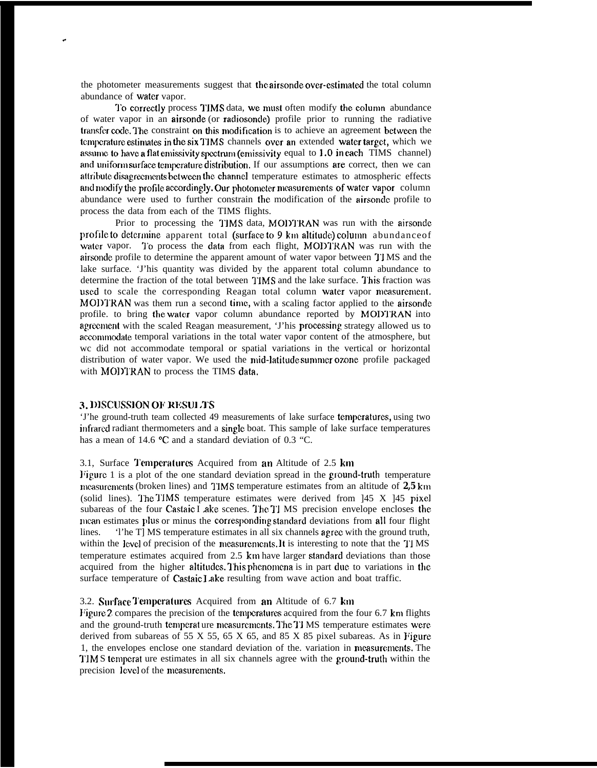the photometer measurements suggest that the airsonde over-estimated the total column abundance of water vapor.

To correctly process TIMS data, we must often modify the column abundance of water vapor in an airsonde (or radiosonde) profile prior to running the radiative transfer code. The constraint on this modification is to achieve an agreement between the temperature estimates in the six TIMS channels over an extended water target, which we assume to have a flat emissivity spectrum (emissivity equal to 1.0 in each TIMS channel) and uniform surface temperature distribution. If our assumptions are correct, then we can attribute disagreements between the channel temperature estimates to atmospheric effects and modify the profile accordingly. Our photometer measurements of water vapor column abundance were used to further constrain the modification of the airsonde profile to process the data from each of the TIMS flights.

Prior to processing the TIMS data, MODTRAN was run with the airsonde profile to determine apparent total (surface to 9 km altitude) column abundance of water vapor. To process the data from each flight, MODTRAN was run with the airsonde profile to determine the apparent amount of water vapor between TIMS and the lake surface. This quantity was divided by the apparent total column abundance to determine the fraction of the total between TIMS and the lake surface. This fraction was used to scale the corresponding Reagan total column water vapor measurement. MODTRAN was them run a second time, with a scaling factor applied to the airsonde profile. to bring the water vapor column abundance reported by MODTRAN into agreement with the scaled Reagan measurement, This processing strategy allowed us to accommodate temporal variations in the total water vapor content of the atmosphere, but we did not accommodate temporal or spatial variations in the vertical or horizontal distribution of water vapor. We used the mid-latitude summer ozone profile packaged with MODTRAN to process the TIMS data.

## 3. DISCUSSION OF RESULTS

The ground-truth team collected 49 measurements of lake surface temperatures, using two infrared radiant thermometers and a single boat. This sample of lake surface temperatures has a mean of 14.6 °C and a standard deviation of 0.3 °C.

### 3.1, Surface Temperatures Acquired from an Altitude of 2.5 km

Figure 1 is a plot of the one standard deviation spread in the ground-truth temperature measurements (broken lines) and TIMS temperature estimates from an altitude of 2,5 km (solid lines). The TIMS temperature estimates were derived from 145 X 145 pixel subareas of the four Castaic Lake scenes. The TIMS precision envelope encloses the mean estimates plus or minus the corresponding standard deviations from all four flight lines. The TIMS temperature estimates in all six channels agree with the ground truth, within the level of precision of the measurements. It is interesting to note that the TIMS temperature estimates acquired from 2.5 km have larger standard deviations than those acquired from the higher altitudes. This phenomena is in part due to variations in the surface temperature of Castaic Lake resulting from wave action and boat traffic.

### 3.2. Surface Temperatures Acquired from an Altitude of 6.7 km

Figure 2 compares the precision of the temperatures acquired from the four 6.7 km flights and the ground-truth temperature measurements. The TIMS temperature estimates were derived from subareas of 55 X 55, 65 X 65, and 85 X 85 pixel subareas. As in Figure 1, the envelopes enclose one standard deviation of the. variation in measurements. The TIMS temperature estimates in all six channels agree with the ground-truth within the precision level of the measurements.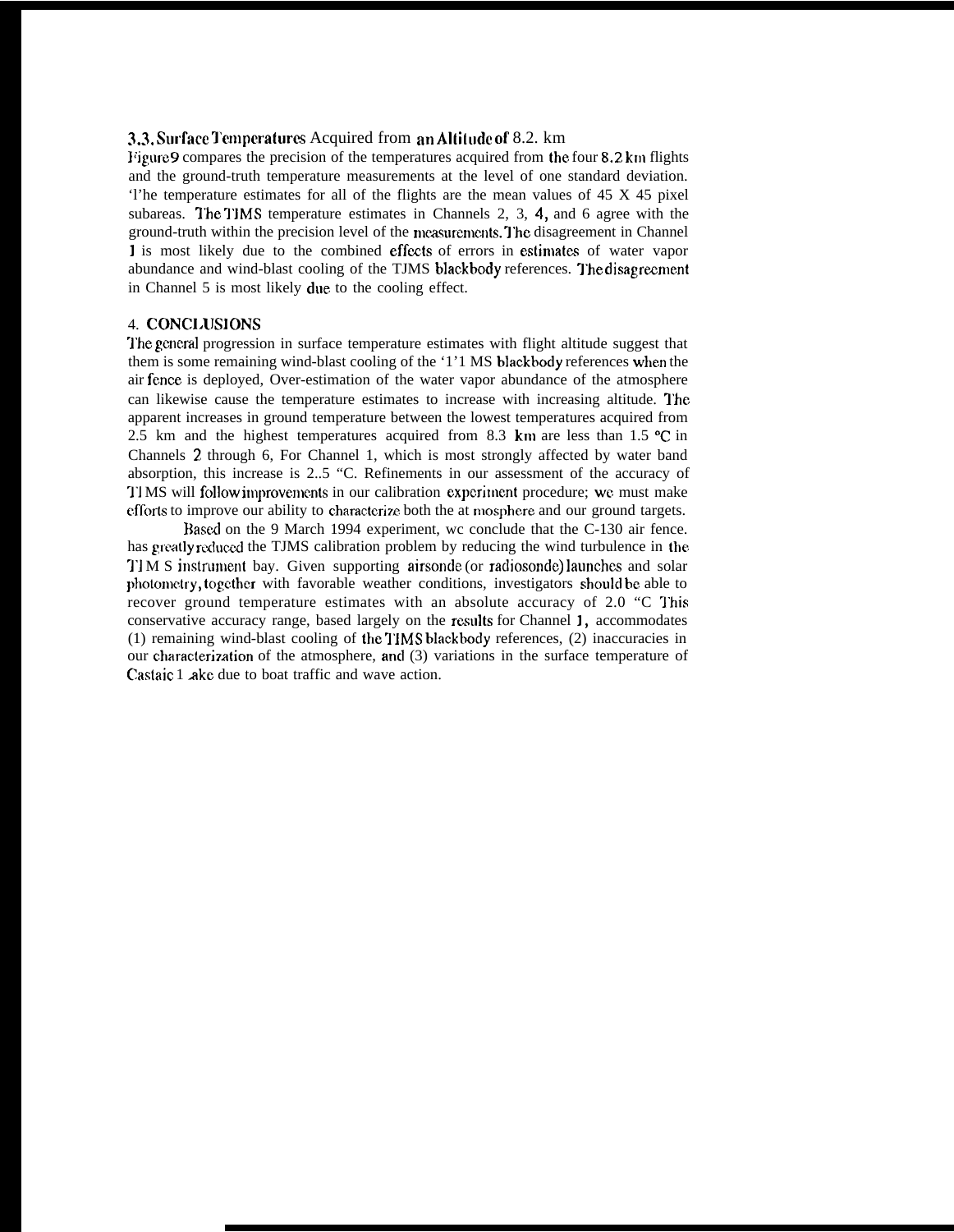### 3.3. Surface Temperatures Acquired from an Altitude of 8.2. km

Figure 9 compares the precision of the temperatures acquired from the four 8.2 km flights and the ground-truth temperature measurements at the level of one standard deviation. 'l'he temperature estimates for all of the flights are the mean values of 45 X 45 pixel subareas. The TIMS temperature estimates in Channels 2, 3, 4, and 6 agree with the ground-truth within the precision level of the measurements. The disagreement in Channel 1 is most likely due to the combined effects of errors in estimates of water vapor abundance and wind-blast cooling of the TJMS blackbody references. The disagreement in Channel 5 is most likely due to the cooling effect.

## 4. CONCLUSIONS

The general progression in surface temperature estimates with flight altitude suggest that them is some remaining wind-blast cooling of the '1'1 MS blackbody references when the air fence is deployed, Over-estimation of the water vapor abundance of the atmosphere can likewise cause the temperature estimates to increase with increasing altitude. The apparent increases in ground temperature between the lowest temperatures acquired from 2.5 km and the highest temperatures acquired from 8.3 km are less than 1.5 °C in Channels 2 through 6, For Channel 1, which is most strongly affected by water band absorption, this increase is 2..5 "C. Refinements in our assessment of the accuracy of TIMS will follow improvements in our calibration experiment procedure; we must make efforts to improve our ability to characterize both the at mosphere and our ground targets.

Based on the 9 March 1994 experiment, wc conclude that the C-130 air fence. has greatly reduced the TJMS calibration problem by reducing the wind turbulence in the TIM S instrument bay. Given supporting airsonde (or radiosonde) launches and solar photometry, together with favorable weather conditions, investigators should be able to recover ground temperature estimates with an absolute accuracy of 2.0 "C This conservative accuracy range, based largely on the results for Channel 1, accommodates (1) remaining wind-blast cooling of the TIMS blackbody references, (2) inaccuracies in our characterization of the atmosphere, and (3) variations in the surface temperature of Castaic Lake due to boat traffic and wave action.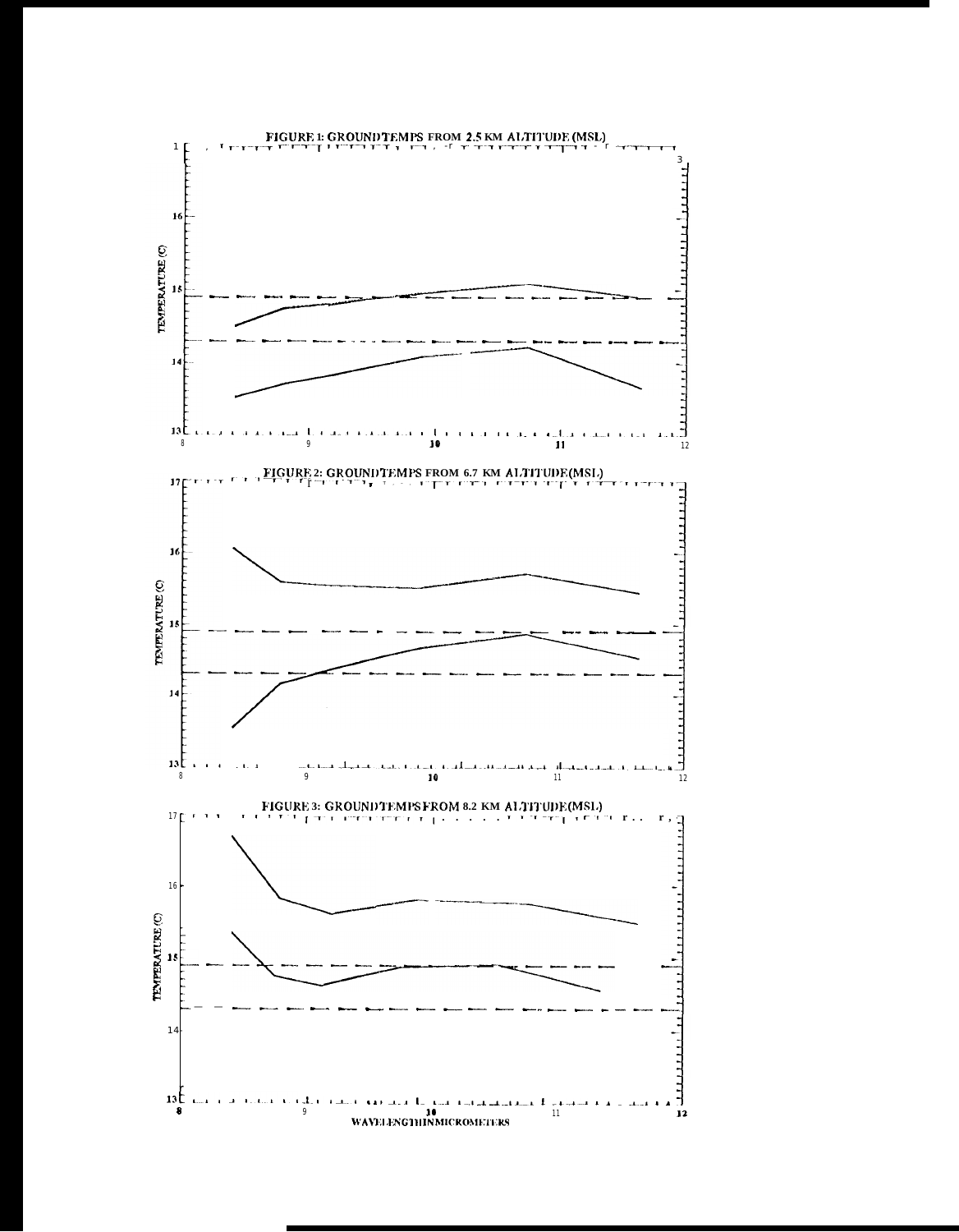FIGURE 1: GROUNDTEMPS FROM 2.5 KM ALTITUDE (MSL)

TEMPERATURE (C)

1
16
15
14
13

8
9
10
11
12

FIGURE 2: GROUNDTEMPS FROM 6.7 KM ALTITUDE(MSL)

TEMPERATURE (C)

17
16
15
14
13

8
9
10
11
12

FIGURE 3: GROUNDTEMPS FROM 8.2 KM ALTITUDE(MSL)

TEMPERATURE (C)

17
16
15
14
13

8
9
10
11
12

WAVELENGTH IN MICROMETERS